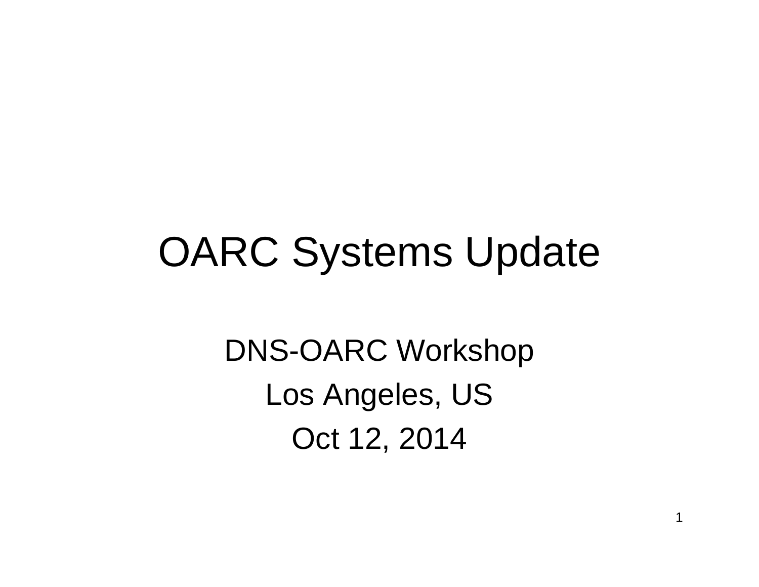# OARC Systems Update

DNS-OARC Workshop

Los Angeles, US

Oct 12, 2014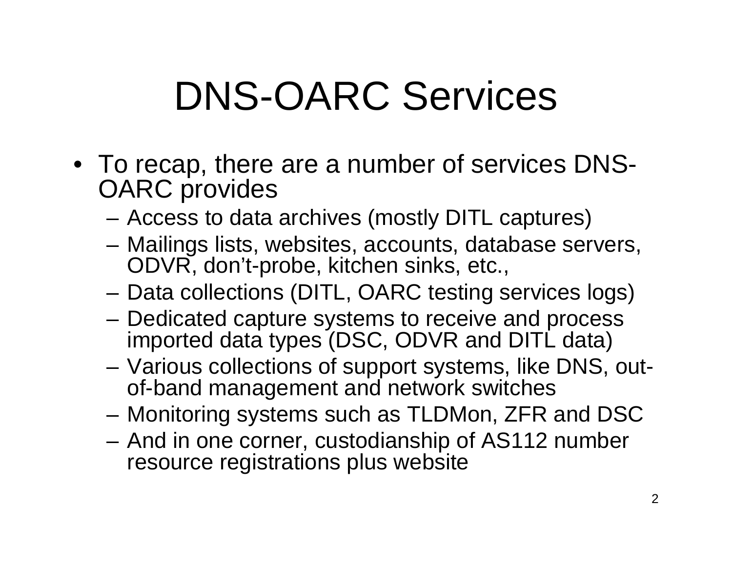# DNS-OARC Services

- To recap, there are a number of services DNS-OARC provides
  - Access to data archives (mostly DITL captures)
  - Mailings lists, websites, accounts, database servers, ODVR, don’t-probe, kitchen sinks, etc.,
  - Data collections (DITL, OARC testing services logs)
  - Dedicated capture systems to receive and process imported data types (DSC, ODVR and DITL data)
  - Various collections of support systems, like DNS, out-of-band management and network switches
  - Monitoring systems such as TLDMon, ZFR and DSC
  - And in one corner, custodianship of AS112 number resource registrations plus website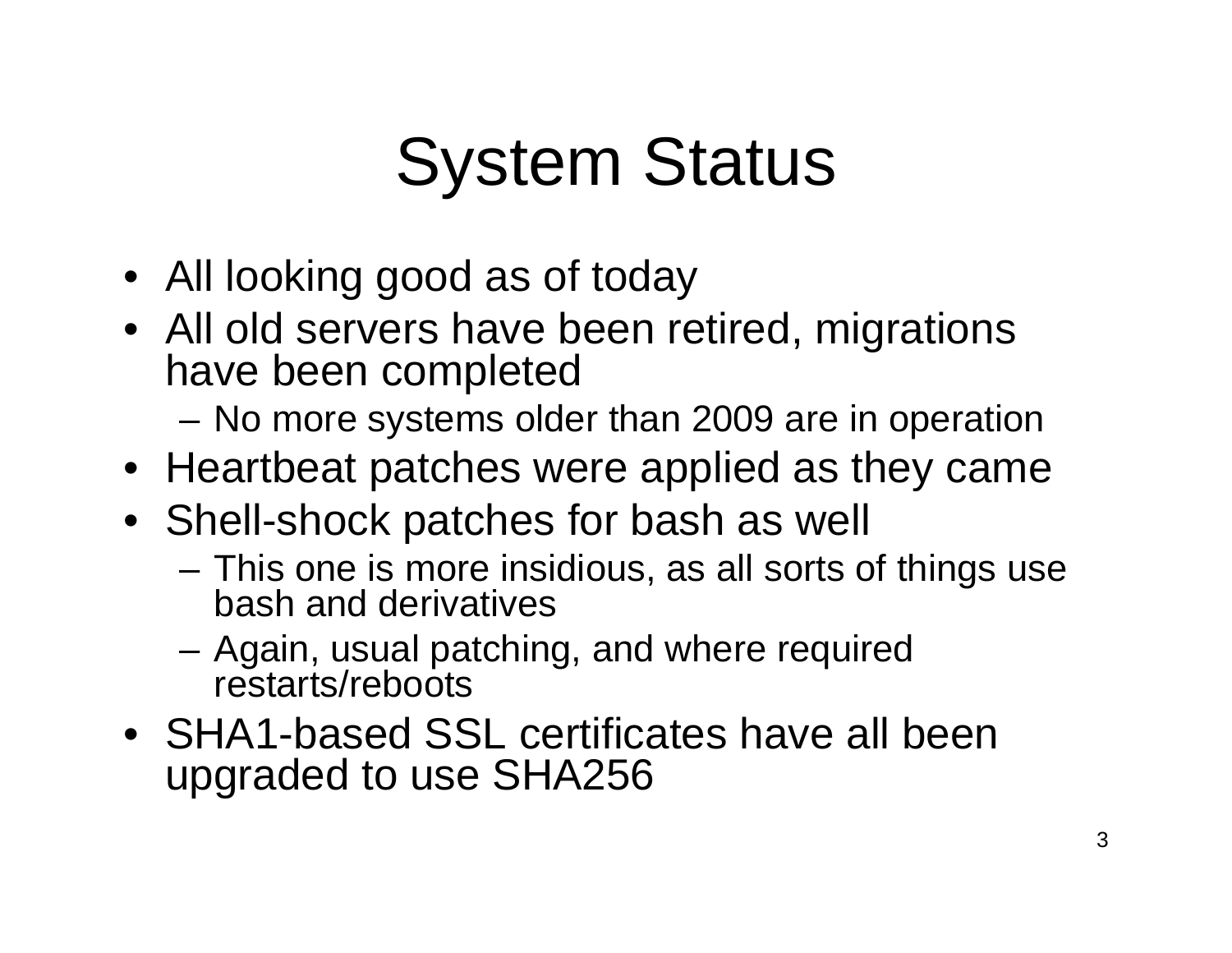# System Status

- All looking good as of today
- All old servers have been retired, migrations have been completed
  - No more systems older than 2009 are in operation
- Heartbeat patches were applied as they came
- Shell-shock patches for bash as well
  - This one is more insidious, as all sorts of things use bash and derivatives
  - Again, usual patching, and where required restarts/reboots
- SHA1-based SSL certificates have all been upgraded to use SHA256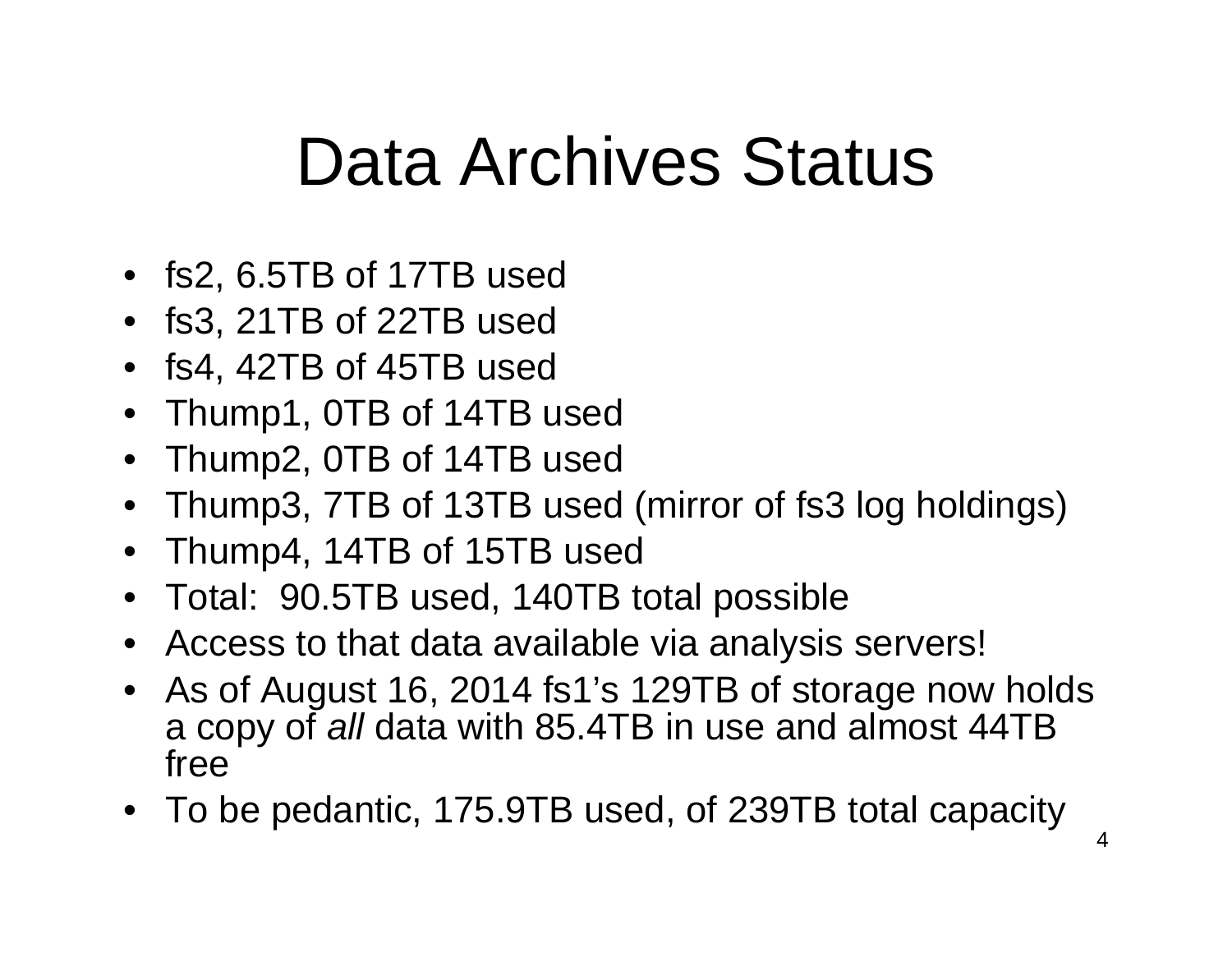# Data Archives Status

- fs2, 6.5TB of 17TB used
- fs3, 21TB of 22TB used
- fs4, 42TB of 45TB used
- Thump1, 0TB of 14TB used
- Thump2, 0TB of 14TB used
- Thump3, 7TB of 13TB used (mirror of fs3 log holdings)
- Thump4, 14TB of 15TB used
- Total: 90.5TB used, 140TB total possible
- Access to that data available via analysis servers!
- As of August 16, 2014 fs1's 129TB of storage now holds a copy of *all* data with 85.4TB in use and almost 44TB free
- To be pedantic, 175.9TB used, of 239TB total capacity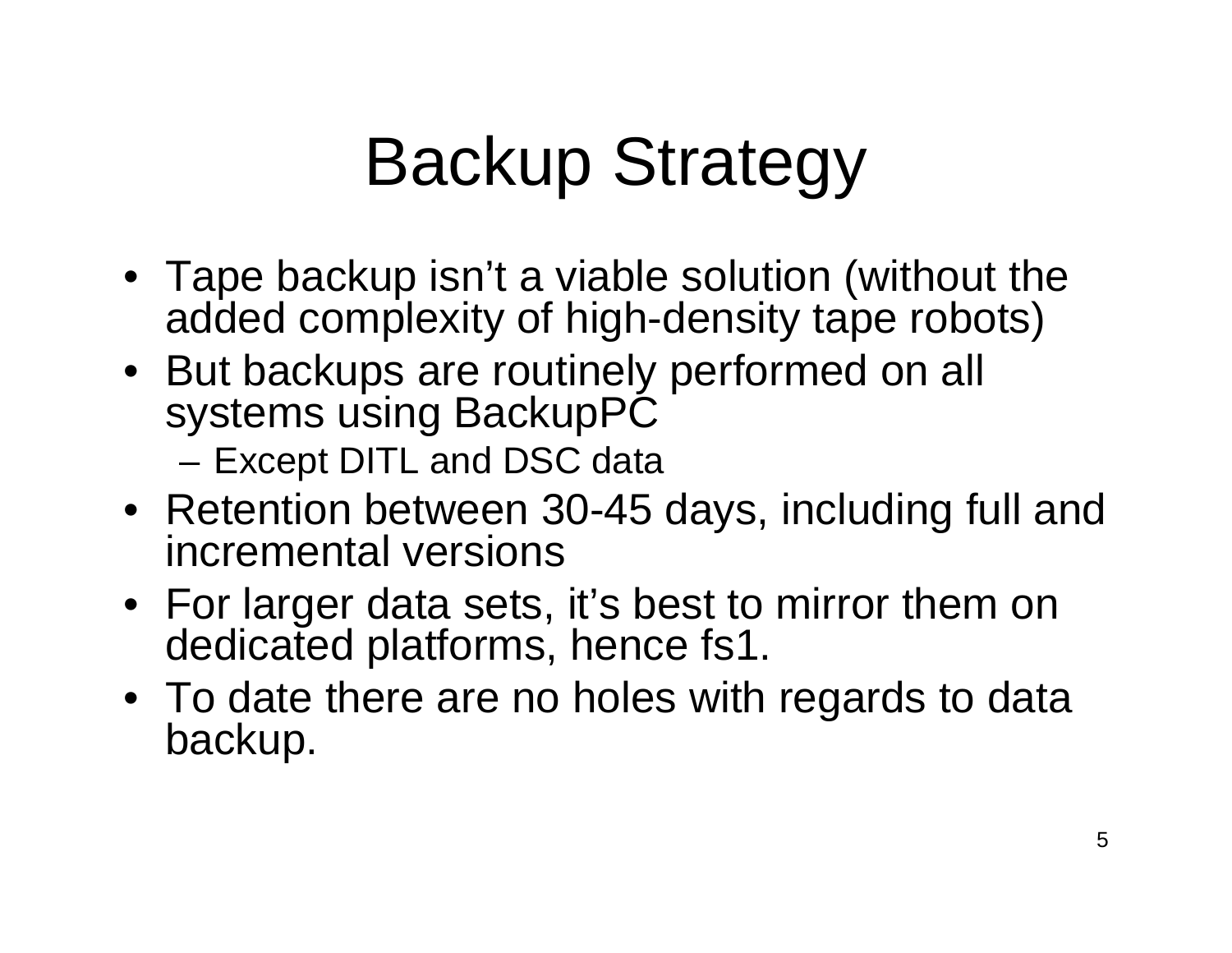# Backup Strategy

- Tape backup isn't a viable solution (without the added complexity of high-density tape robots)
- But backups are routinely performed on all systems using BackupPC
  - Except DITL and DSC data
- Retention between 30-45 days, including full and incremental versions
- For larger data sets, it's best to mirror them on dedicated platforms, hence fs1.
- To date there are no holes with regards to data backup.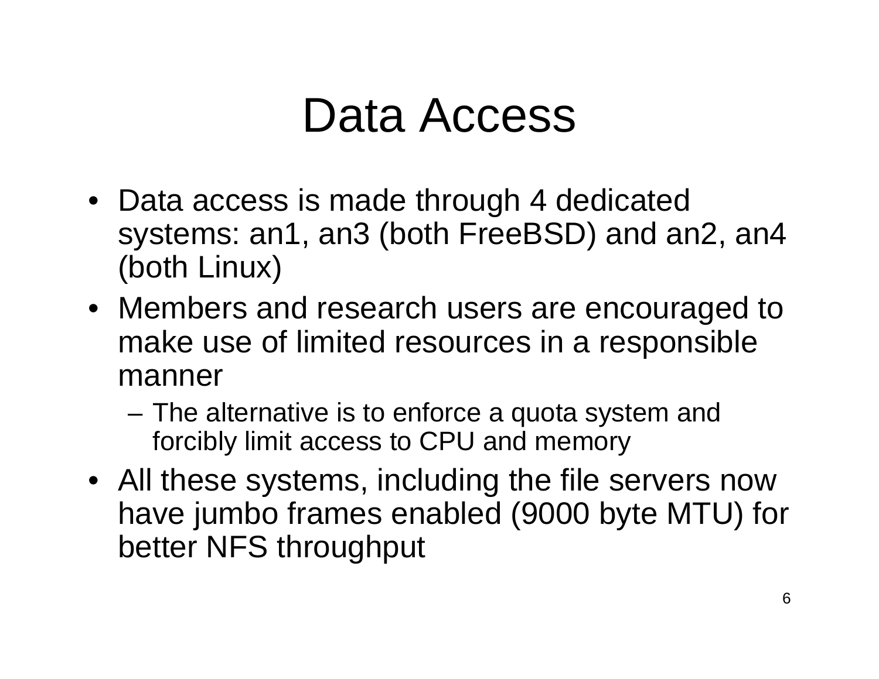# Data Access

- Data access is made through 4 dedicated systems: an1, an3 (both FreeBSD) and an2, an4 (both Linux)
- Members and research users are encouraged to make use of limited resources in a responsible manner
  - The alternative is to enforce a quota system and forcibly limit access to CPU and memory
- All these systems, including the file servers now have jumbo frames enabled (9000 byte MTU) for better NFS throughput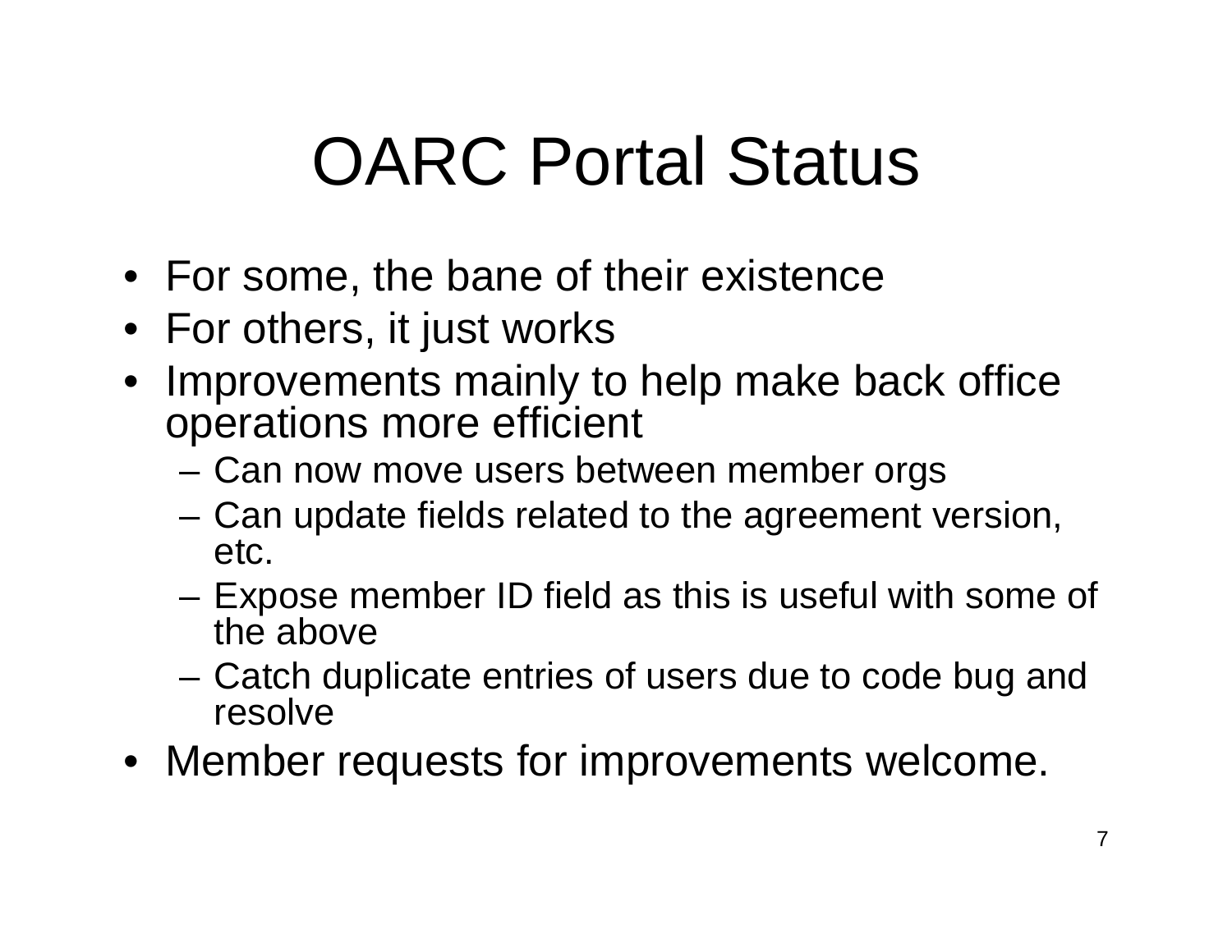# OARC Portal Status

- For some, the bane of their existence
- For others, it just works
- Improvements mainly to help make back office operations more efficient
  - Can now move users between member orgs
  - Can update fields related to the agreement version, etc.
  - Expose member ID field as this is useful with some of the above
  - Catch duplicate entries of users due to code bug and resolve
- Member requests for improvements welcome.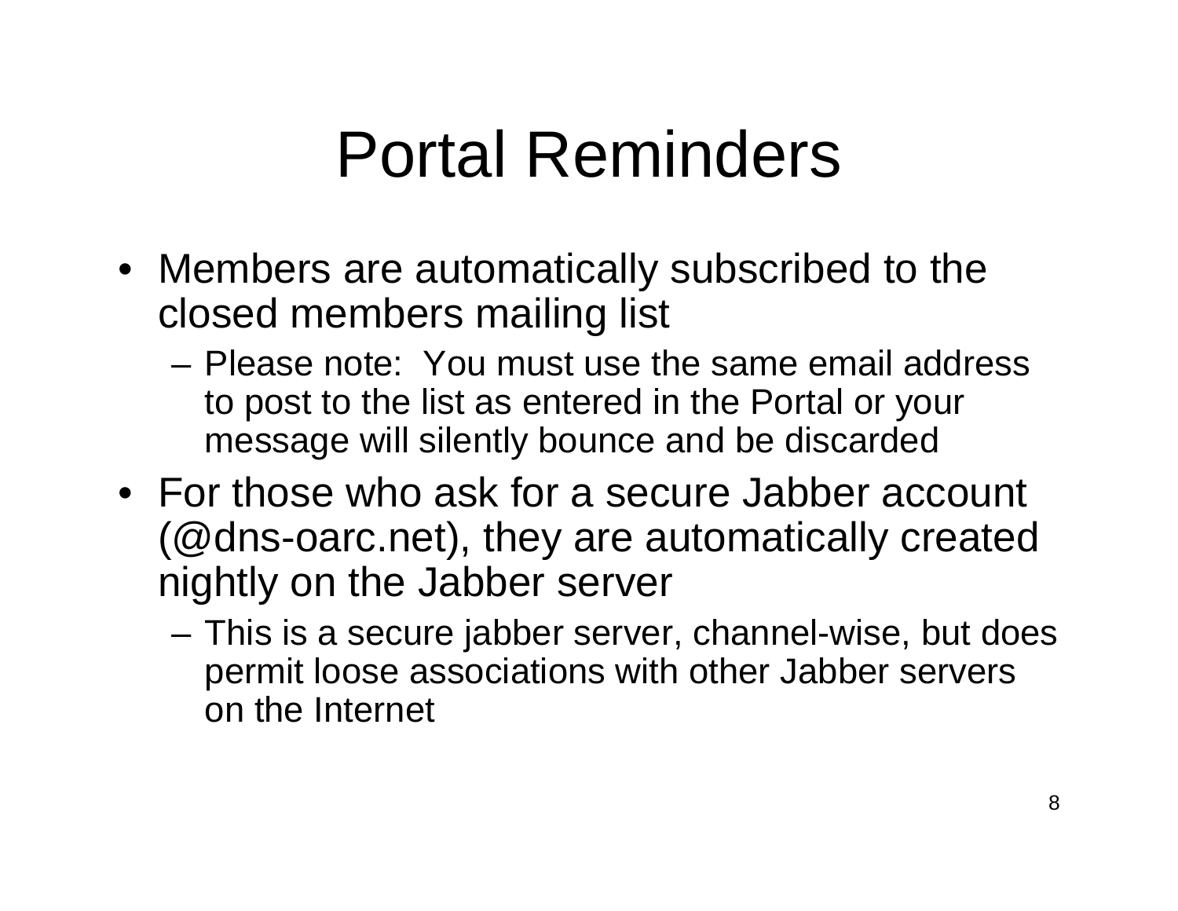# Portal Reminders

- Members are automatically subscribed to the closed members mailing list
  - Please note: You must use the same email address to post to the list as entered in the Portal or your message will silently bounce and be discarded
- For those who ask for a secure Jabber account (@dns-oarc.net), they are automatically created nightly on the Jabber server
  - This is a secure jabber server, channel-wise, but does permit loose associations with other Jabber servers on the Internet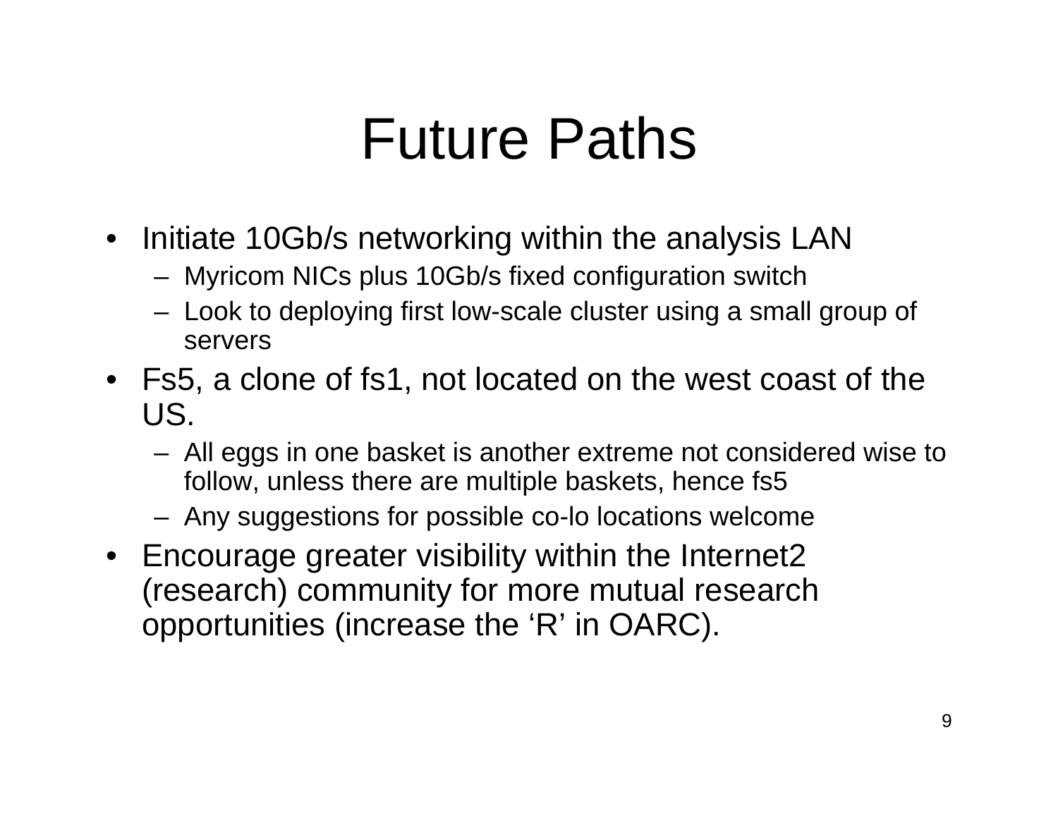# Future Paths

- Initiate 10Gb/s networking within the analysis LAN
  - Myricom NICs plus 10Gb/s fixed configuration switch
  - Look to deploying first low-scale cluster using a small group of servers
- Fs5, a clone of fs1, not located on the west coast of the US.
  - All eggs in one basket is another extreme not considered wise to follow, unless there are multiple baskets, hence fs5
  - Any suggestions for possible co-lo locations welcome
- Encourage greater visibility within the Internet2 (research) community for more mutual research opportunities (increase the 'R' in OARC).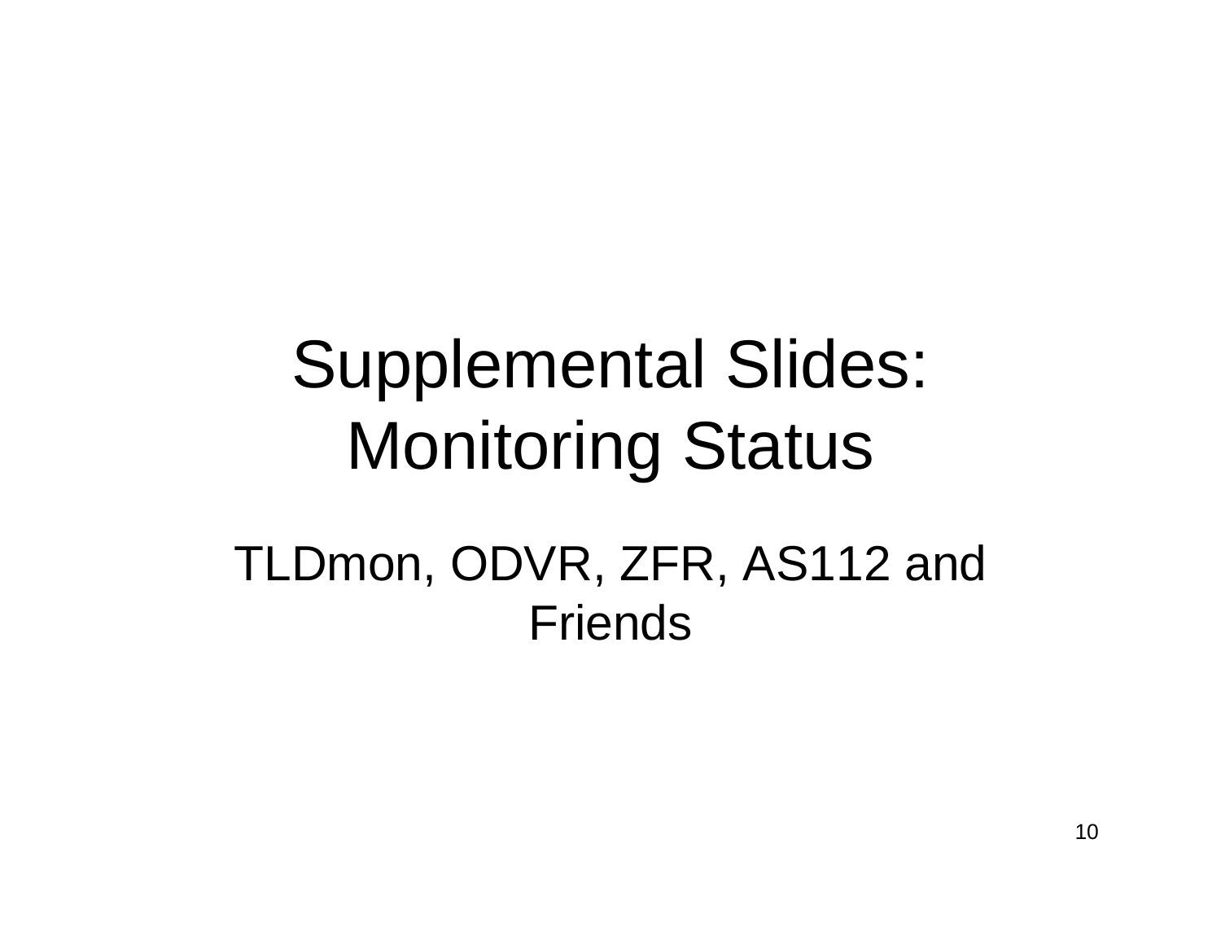# Supplemental Slides: Monitoring Status

TLDmon, ODVR, ZFR, AS112 and Friends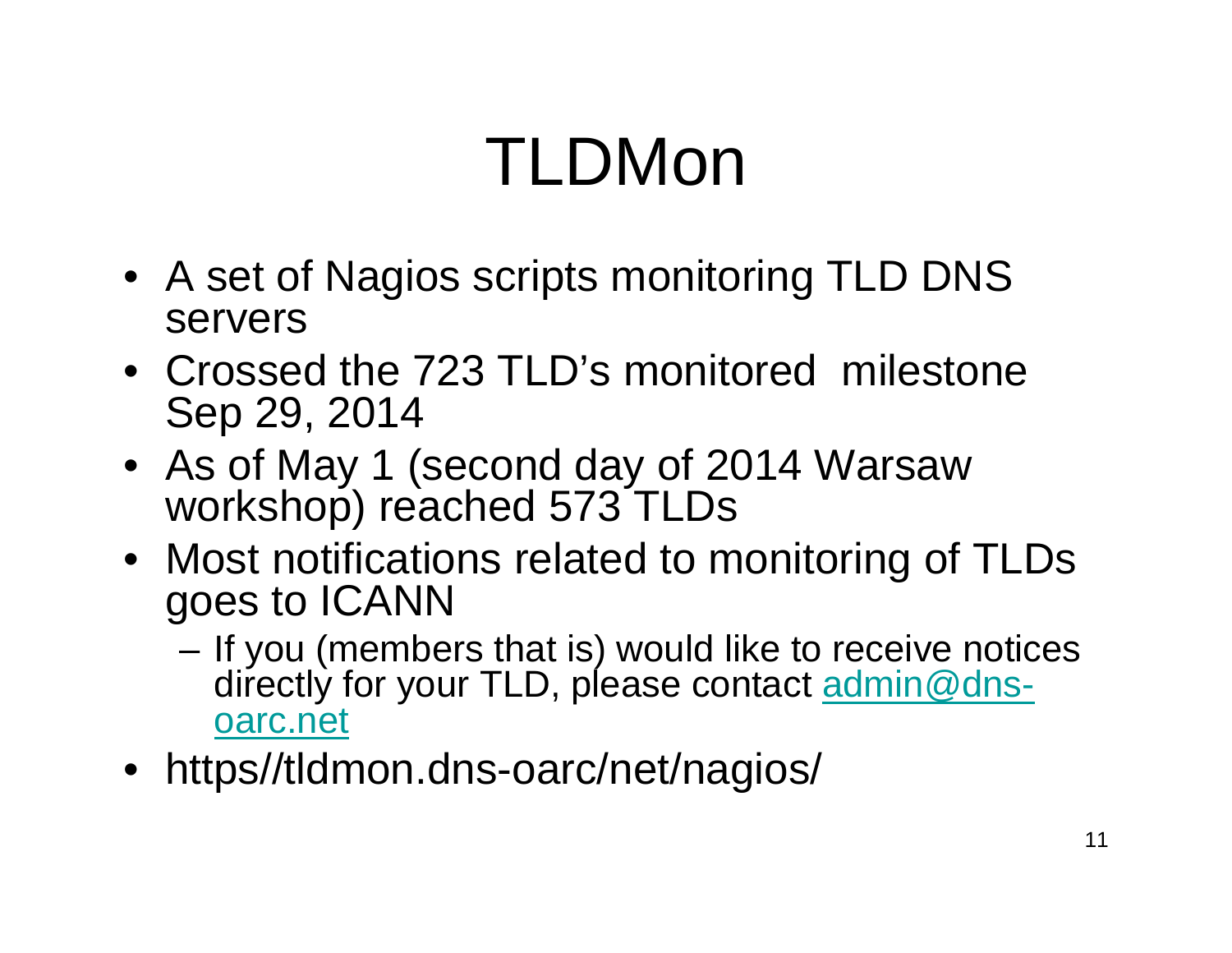# TLDMon

- A set of Nagios scripts monitoring TLD DNS servers
- Crossed the 723 TLD's monitored milestone Sep 29, 2014
- As of May 1 (second day of 2014 Warsaw workshop) reached 573 TLDs
- Most notifications related to monitoring of TLDs goes to ICANN
  - If you (members that is) would like to receive notices directly for your TLD, please contact admin@dns-oarc.net
- https//tldmon.dns-oarc/net/nagios/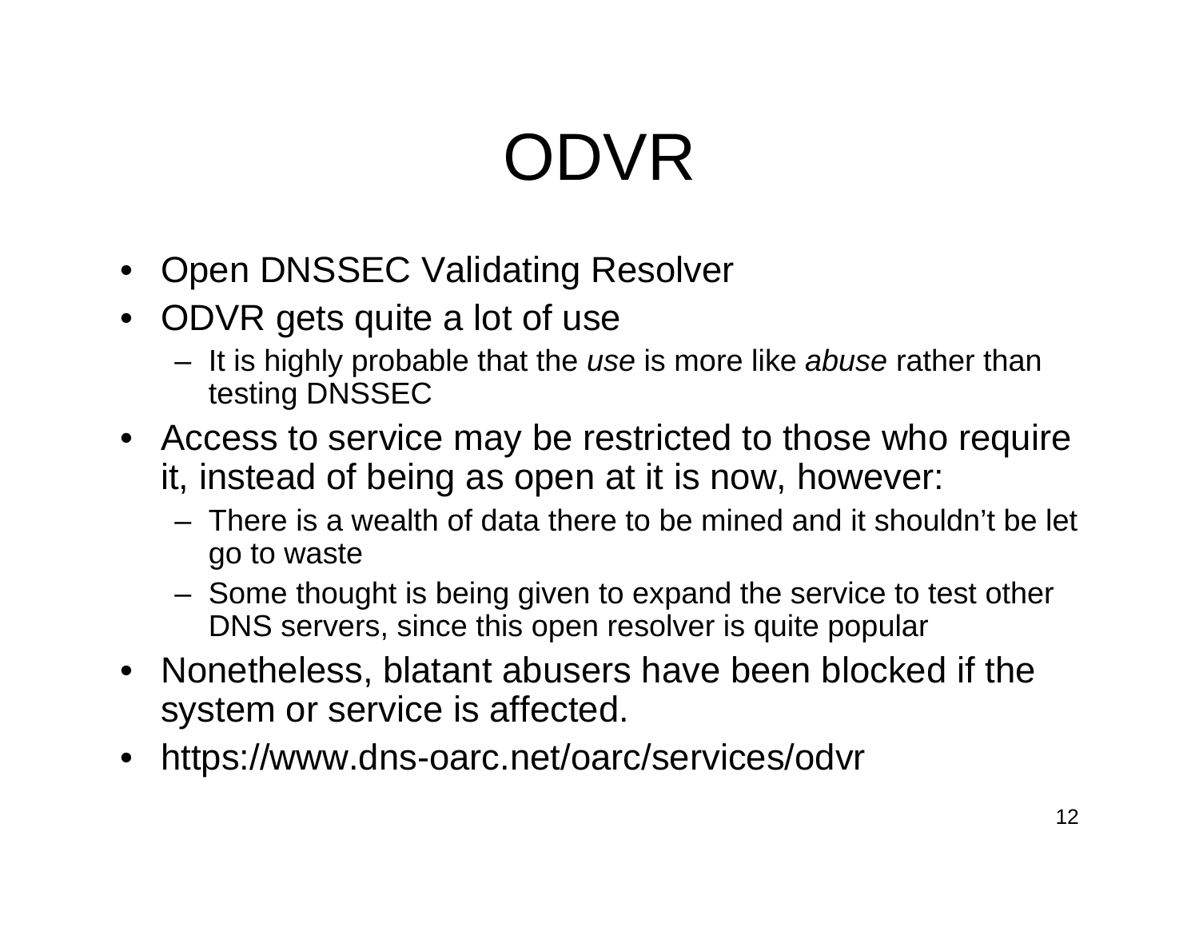# ODVR

- Open DNSSEC Validating Resolver
- ODVR gets quite a lot of use
  - It is highly probable that the *use* is more like *abuse* rather than testing DNSSEC
- Access to service may be restricted to those who require it, instead of being as open at it is now, however:
  - There is a wealth of data there to be mined and it shouldn't be let go to waste
  - Some thought is being given to expand the service to test other DNS servers, since this open resolver is quite popular
- Nonetheless, blatant abusers have been blocked if the system or service is affected.
- https://www.dns-oarc.net/oarc/services/odvr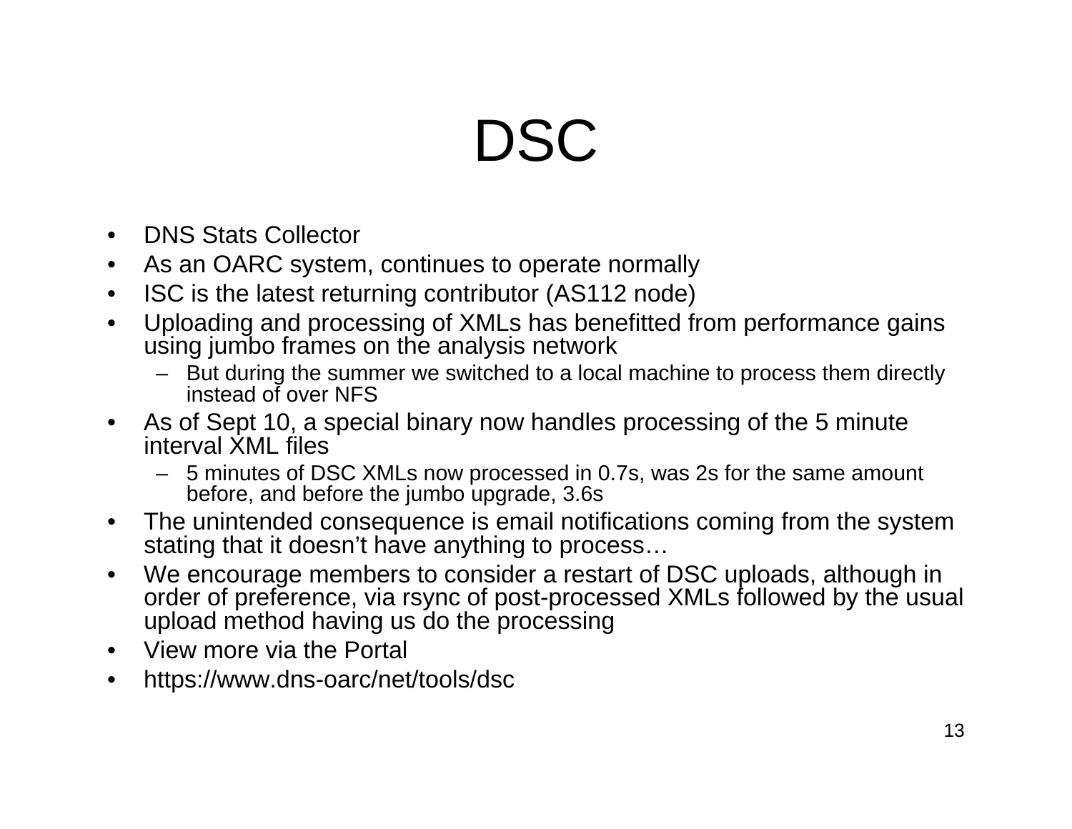# DSC

- DNS Stats Collector
- As an OARC system, continues to operate normally
- ISC is the latest returning contributor (AS112 node)
- Uploading and processing of XMLs has benefitted from performance gains using jumbo frames on the analysis network
  - But during the summer we switched to a local machine to process them directly instead of over NFS
- As of Sept 10, a special binary now handles processing of the 5 minute interval XML files
  - 5 minutes of DSC XMLs now processed in 0.7s, was 2s for the same amount before, and before the jumbo upgrade, 3.6s
- The unintended consequence is email notifications coming from the system stating that it doesn't have anything to process…
- We encourage members to consider a restart of DSC uploads, although in order of preference, via rsync of post-processed XMLs followed by the usual upload method having us do the processing
- View more via the Portal
- https://www.dns-oarc/net/tools/dsc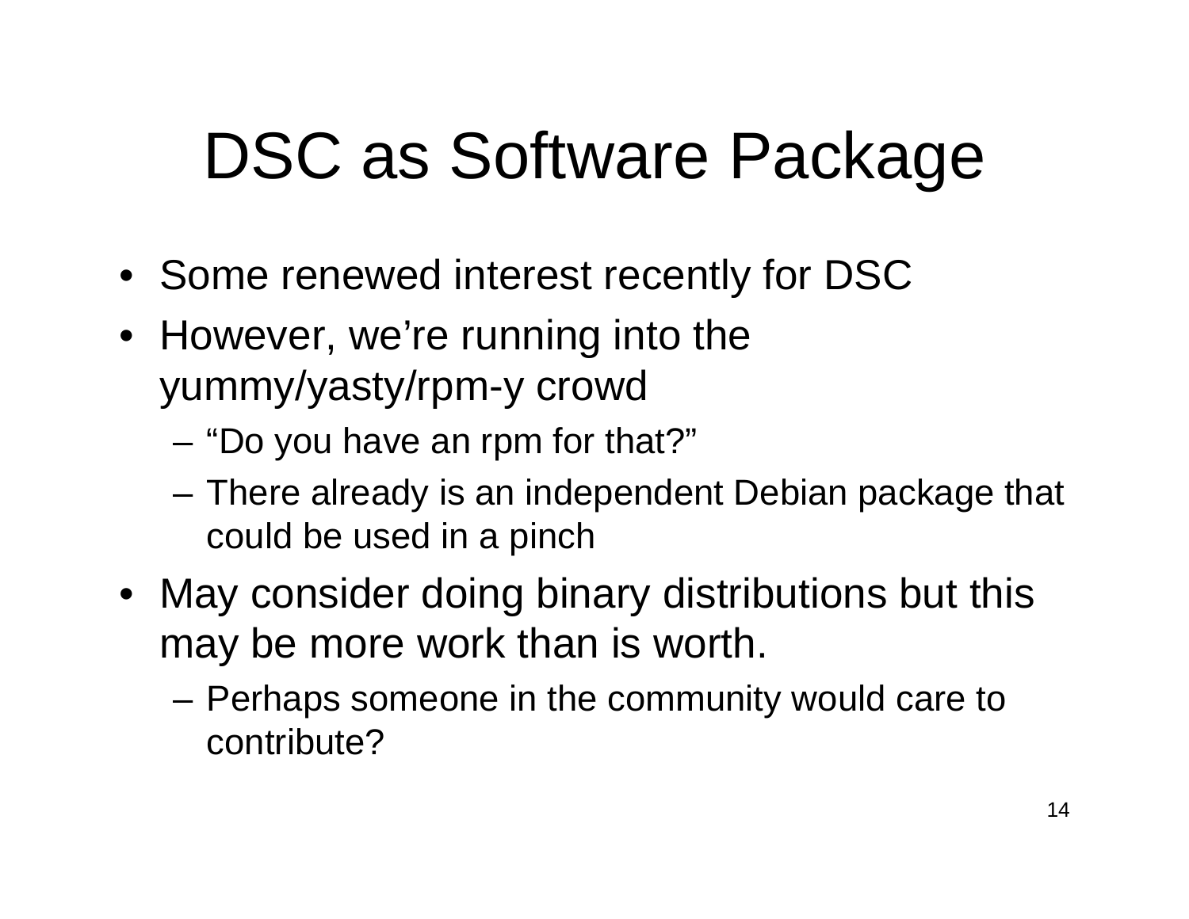# DSC as Software Package

- Some renewed interest recently for DSC
- However, we're running into the yummy/yasty/rpm-y crowd
  - "Do you have an rpm for that?"
  - There already is an independent Debian package that could be used in a pinch
- May consider doing binary distributions but this may be more work than is worth.
  - Perhaps someone in the community would care to contribute?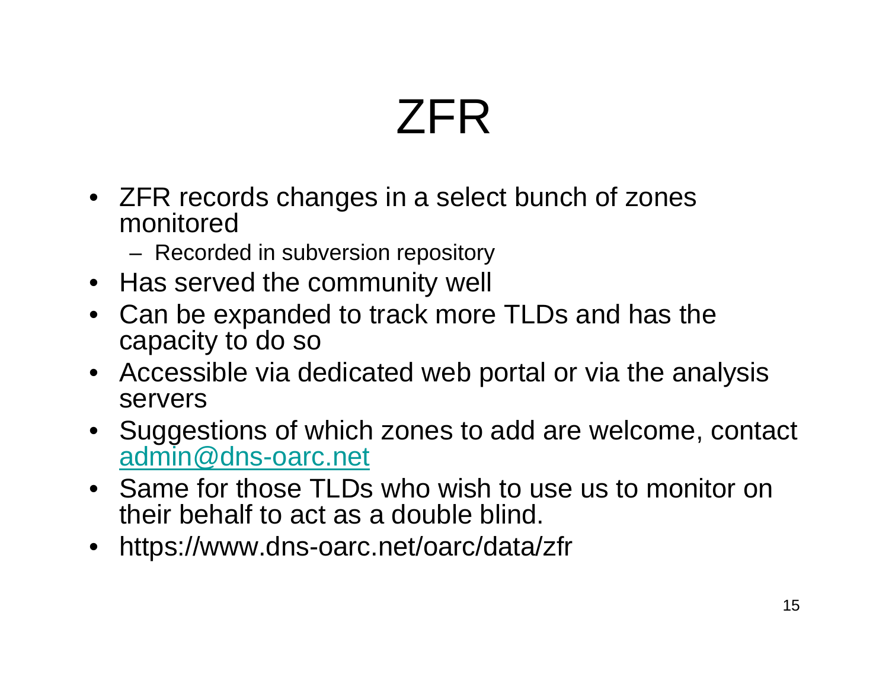# ZFR

- ZFR records changes in a select bunch of zones monitored
  - Recorded in subversion repository
- Has served the community well
- Can be expanded to track more TLDs and has the capacity to do so
- Accessible via dedicated web portal or via the analysis servers
- Suggestions of which zones to add are welcome, contact admin@dns-oarc.net
- Same for those TLDs who wish to use us to monitor on their behalf to act as a double blind.
- https://www.dns-oarc.net/oarc/data/zfr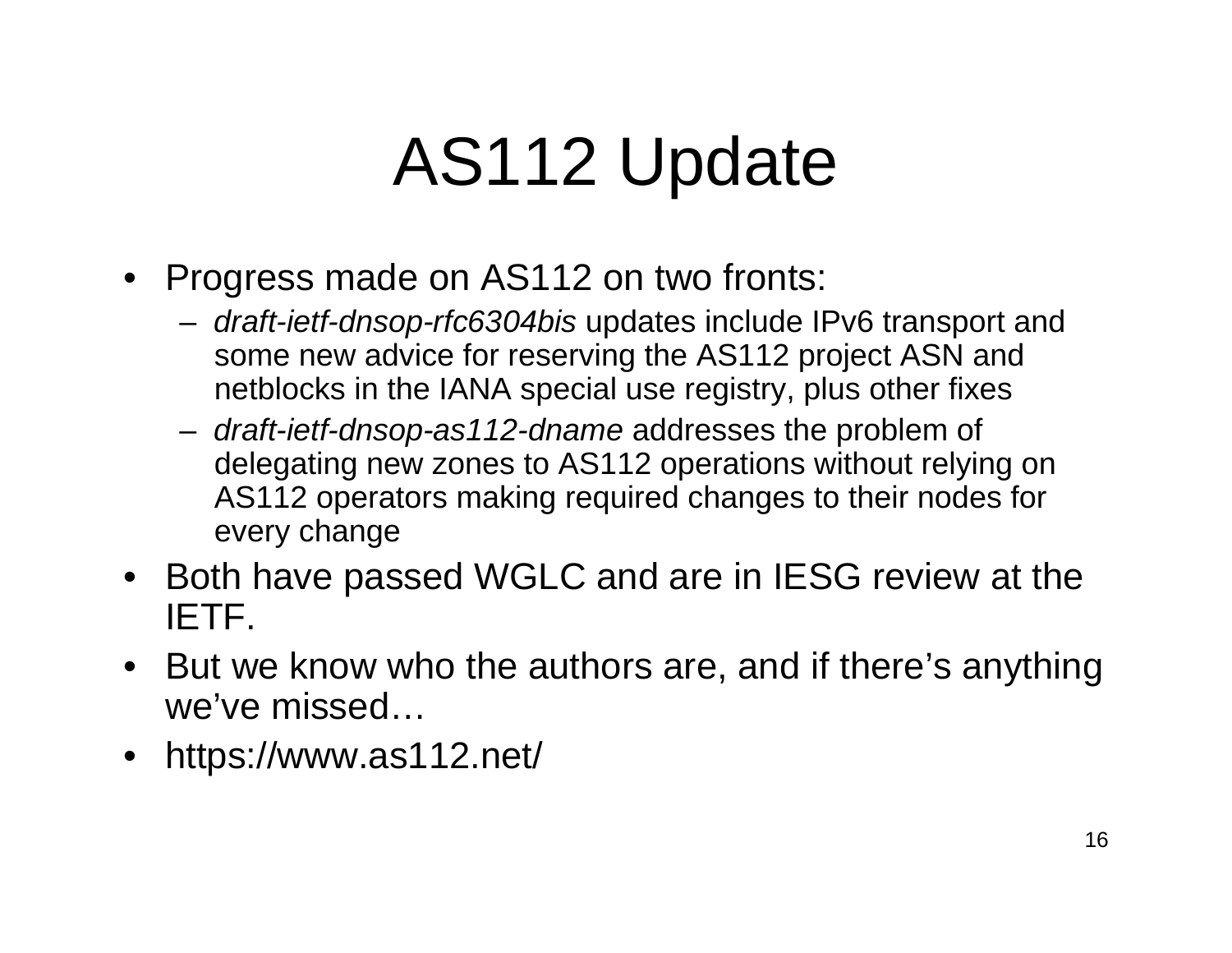# AS112 Update

- Progress made on AS112 on two fronts:
  - *draft-ietf-dnsop-rfc6304bis* updates include IPv6 transport and some new advice for reserving the AS112 project ASN and netblocks in the IANA special use registry, plus other fixes
  - *draft-ietf-dnsop-as112-dname* addresses the problem of delegating new zones to AS112 operations without relying on AS112 operators making required changes to their nodes for every change
- Both have passed WGLC and are in IESG review at the IETF.
- But we know who the authors are, and if there's anything we've missed…
- https://www.as112.net/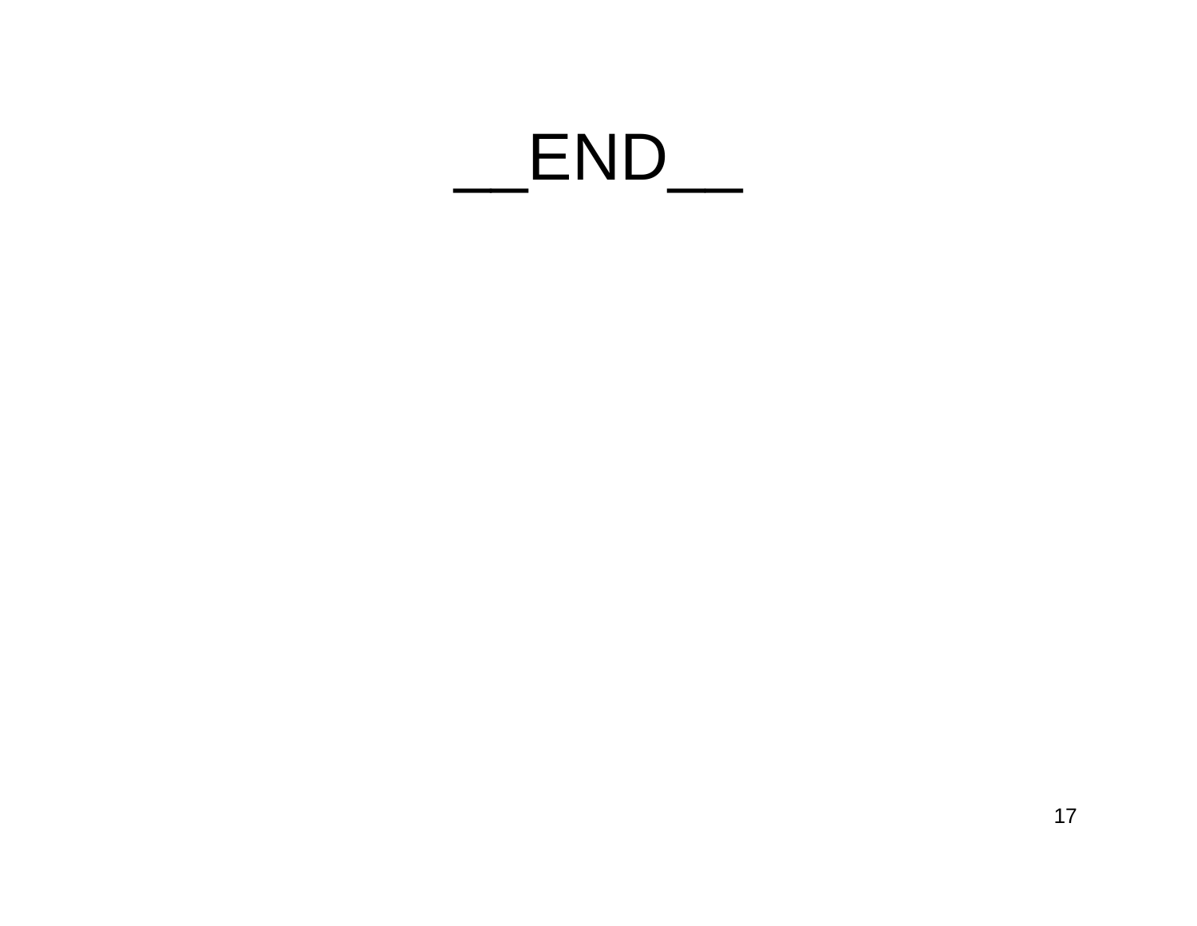# __END__